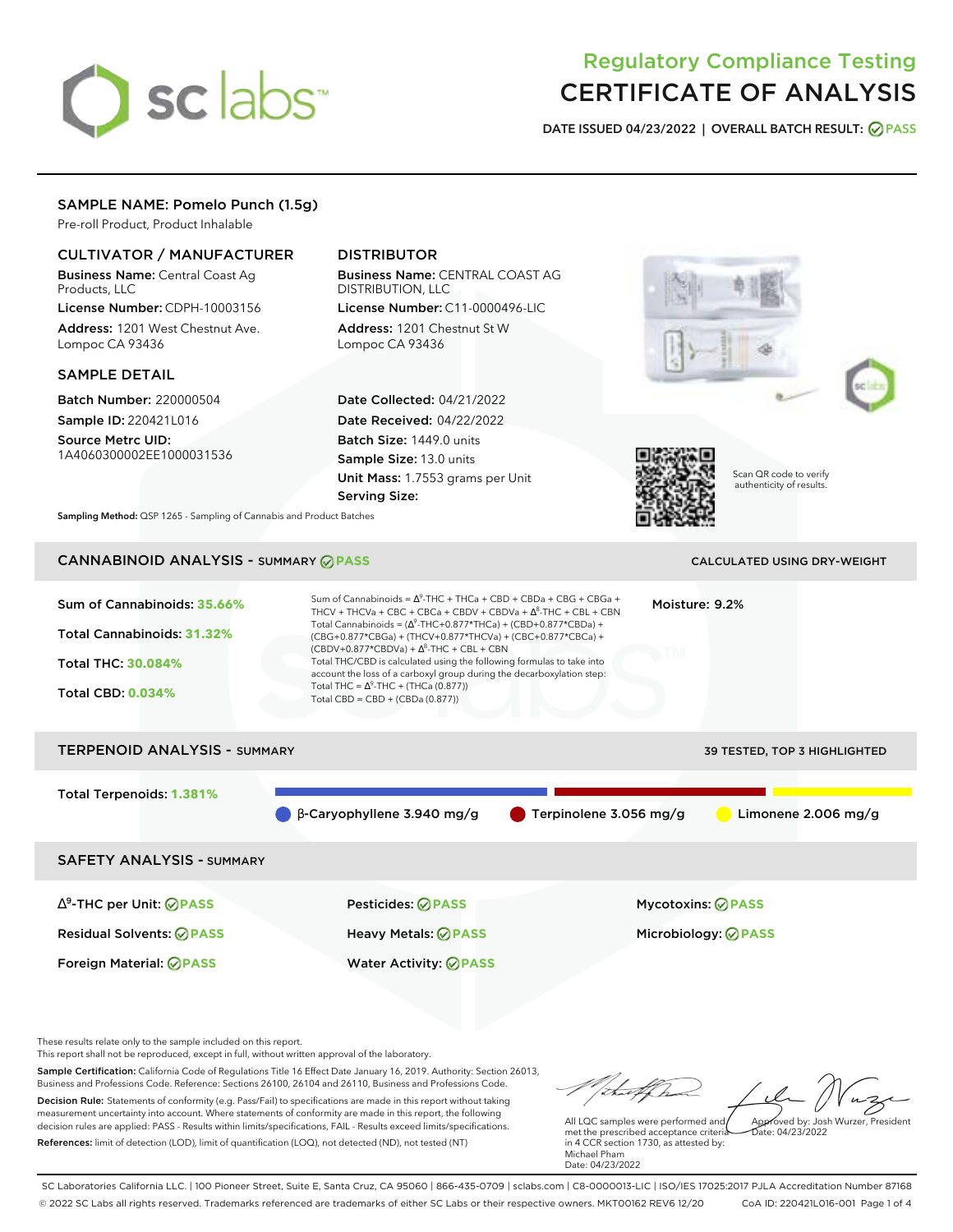# Regulatory Compliance Testing
# CERTIFICATE OF ANALYSIS

**DATE ISSUED** 04/23/2022 | **OVERALL BATCH RESULT:** PASS

## SAMPLE NAME: Pomelo Punch (1.5g)

Pre-roll Product, Product Inhalable

### CULTIVATOR / MANUFACTURER

**Business Name:** Central Coast Ag Products, LLC
**License Number:** CDPH-10003156
**Address:** 1201 West Chestnut Ave. Lompoc CA 93436

### DISTRIBUTOR

**Business Name:** CENTRAL COAST AG DISTRIBUTION, LLC
**License Number:** C11-0000496-LIC
**Address:** 1201 Chestnut St W Lompoc CA 93436

### SAMPLE DETAIL

**Batch Number:** 220000504
**Sample ID:** 220421L016
**Source Metrc UID:** 1A4060300002EE1000031536

**Date Collected:** 04/21/2022
**Date Received:** 04/22/2022
**Batch Size:** 1449.0 units
**Sample Size:** 13.0 units
**Unit Mass:** 1.7553 grams per Unit
**Serving Size:**

Scan QR code to verify authenticity of results.

**Sampling Method:** QSP 1265 - Sampling of Cannabis and Product Batches

## CANNABINOID ANALYSIS - SUMMARY PASS

CALCULATED USING DRY-WEIGHT

**Sum of Cannabinoids:** 35.66%
**Total Cannabinoids:** 31.32%
**Total THC:** 30.084%
**Total CBD:** 0.034%

Sum of Cannabinoids = Δ$^9$-THC + THCa + CBD + CBDa + CBG + CBGa + THCV + THCVa + CBC + CBCa + CBDV + CBDVa + Δ$^8$-THC + CBL + CBN
Total Cannabinoids = (Δ$^9$-THC+0.877*THCa) + (CBD+0.877*CBDa) + (CBG+0.877*CBGa) + (THCV+0.877*THCVa) + (CBC+0.877*CBCa) + (CBDV+0.877*CBDVa) + Δ$^8$-THC + CBL + CBN
Total THC/CBD is calculated using the following formulas to take into account the loss of a carboxyl group during the decarboxylation step:
Total THC = Δ$^9$-THC + (THCa (0.877))
Total CBD = CBD + (CBDa (0.877))

**Moisture:** 9.2%

## TERPENOID ANALYSIS - SUMMARY

39 TESTED, TOP 3 HIGHLIGHTED

**Total Terpenoids:** 1.381%

β-Caryophyllene 3.940 mg/g | Terpinolene 3.056 mg/g | Limonene 2.006 mg/g

## SAFETY ANALYSIS - SUMMARY

Δ$^9$-THC per Unit: PASS
Pesticides: PASS
Mycotoxins: PASS
Residual Solvents: PASS
Heavy Metals: PASS
Microbiology: PASS
Foreign Material: PASS
Water Activity: PASS

These results relate only to the sample included on this report.
This report shall not be reproduced, except in full, without written approval of the laboratory.

**Sample Certification:** California Code of Regulations Title 16 Effect Date January 16, 2019. Authority: Section 26013, Business and Professions Code. Reference: Sections 26100, 26104 and 26110, Business and Professions Code.

**Decision Rule:** Statements of conformity (e.g. Pass/Fail) to specifications are made in this report without taking measurement uncertainty into account. Where statements of conformity are made in this report, the following decision rules are applied: PASS - Results within limits/specifications, FAIL - Results exceed limits/specifications.

**References:** limit of detection (LOD), limit of quantification (LOQ), not detected (ND), not tested (NT)

All LQC samples were performed and met the prescribed acceptance criteria in 4 CCR section 1730, as attested by: Michael Pham
Date: 04/23/2022

Approved by: Josh Wurzer, President
Date: 04/23/2022

SC Laboratories California LLC. | 100 Pioneer Street, Suite E, Santa Cruz, CA 95060 | 866-435-0709 | sclabs.com | C8-0000013-LIC | ISO/IES 17025:2017 PJLA Accreditation Number 87168
© 2022 SC Labs all rights reserved. Trademarks referenced are trademarks of either SC Labs or their respective owners. MKT00162 REV6 12/20 CoA ID: 220421L016-001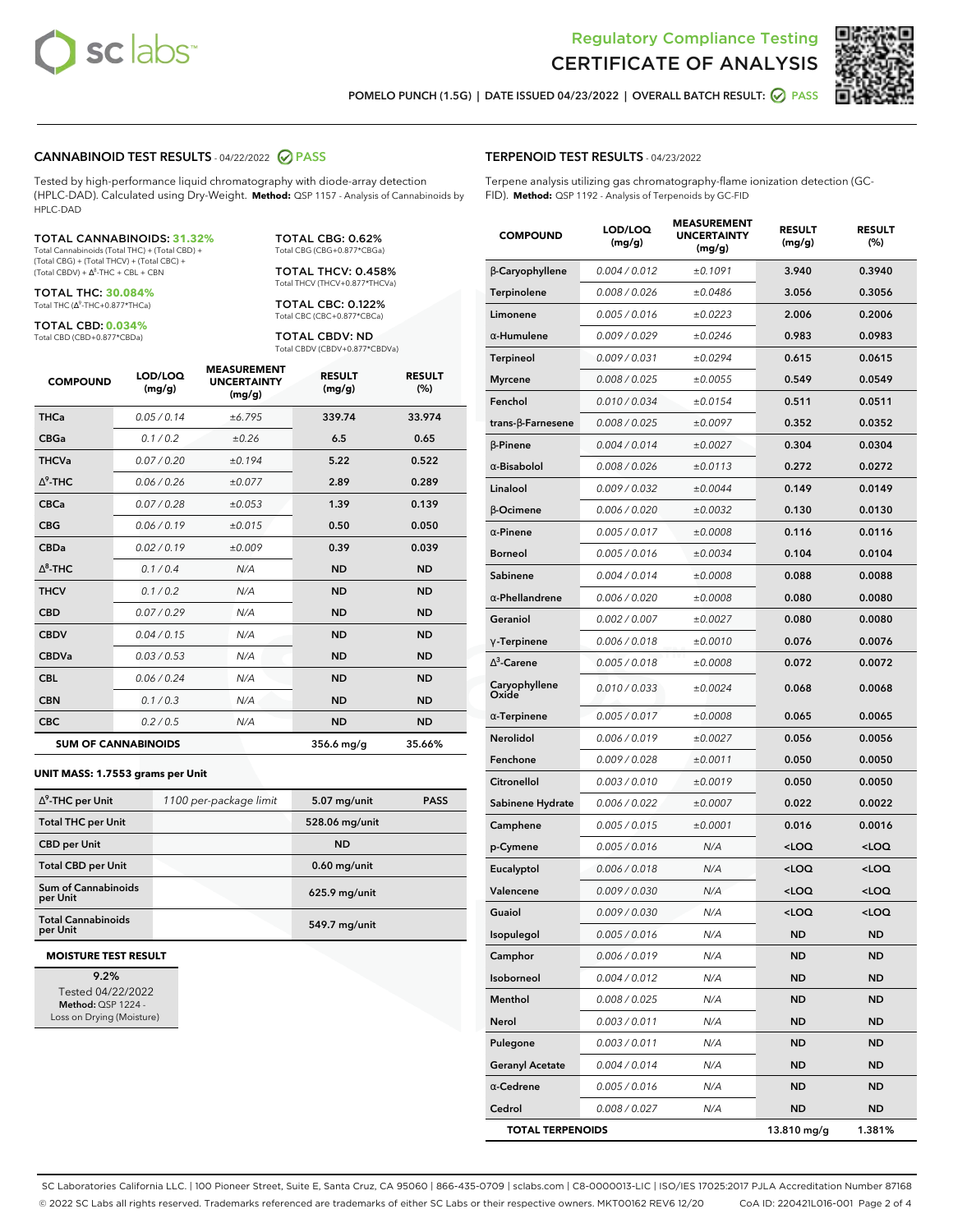# Regulatory Compliance Testing
# CERTIFICATE OF ANALYSIS

POMELO PUNCH (1.5G) | DATE ISSUED 04/23/2022 | OVERALL BATCH RESULT: PASS

## CANNABINOID TEST RESULTS - 04/22/2022 PASS

Tested by high-performance liquid chromatography with diode-array detection (HPLC-DAD). Calculated using Dry-Weight. **Method:** QSP 1157 - Analysis of Cannabinoids by HPLC-DAD

**TOTAL CANNABINOIDS: 31.32%**
Total Cannabinoids (Total THC) + (Total CBD) + (Total CBG) + (Total THCV) + (Total CBC) + (Total CBDV) + $\Delta^8$-THC + CBL + CBN

**TOTAL THC: 30.084%**
Total THC ($\Delta^9$-THC+0.877*THCa)

**TOTAL CBD: 0.034%**
Total CBD (CBD+0.877*CBDa)

**TOTAL CBG: 0.62%**
Total CBG (CBG+0.877*CBGa)

**TOTAL THCV: 0.458%**
Total THCV (THCV+0.877*THCVa)

**TOTAL CBC: 0.122%**
Total CBC (CBC+0.877*CBCa)

**TOTAL CBDV: ND**
Total CBDV (CBDV+0.877*CBDVa)

| COMPOUND | LOD/LOQ (mg/g) | MEASUREMENT UNCERTAINTY (mg/g) | RESULT (mg/g) | RESULT (%) |
|---|---|---|---|---|
| THCa | 0.05 / 0.14 | ±6.795 | 339.74 | 33.974 |
| CBGa | 0.1 / 0.2 | ±0.26 | 6.5 | 0.65 |
| THCVa | 0.07 / 0.20 | ±0.194 | 5.22 | 0.522 |
| $\Delta^9$-THC | 0.06 / 0.26 | ±0.077 | 2.89 | 0.289 |
| CBCa | 0.07 / 0.28 | ±0.053 | 1.39 | 0.139 |
| CBG | 0.06 / 0.19 | ±0.015 | 0.50 | 0.050 |
| CBDa | 0.02 / 0.19 | ±0.009 | 0.39 | 0.039 |
| $\Delta^8$-THC | 0.1 / 0.4 | N/A | ND | ND |
| THCV | 0.1 / 0.2 | N/A | ND | ND |
| CBD | 0.07 / 0.29 | N/A | ND | ND |
| CBDV | 0.04 / 0.15 | N/A | ND | ND |
| CBDVa | 0.03 / 0.53 | N/A | ND | ND |
| CBL | 0.06 / 0.24 | N/A | ND | ND |
| CBN | 0.1 / 0.3 | N/A | ND | ND |
| CBC | 0.2 / 0.5 | N/A | ND | ND |
| **SUM OF CANNABINOIDS** | | | **356.6 mg/g** | **35.66%** |

### UNIT MASS: 1.7553 grams per Unit

| | | | |
|---|---|---|---|
| $\Delta^9$-THC per Unit | 1100 per-package limit | 5.07 mg/unit | PASS |
| Total THC per Unit | | 528.06 mg/unit | |
| CBD per Unit | | ND | |
| Total CBD per Unit | | 0.60 mg/unit | |
| Sum of Cannabinoids per Unit | | 625.9 mg/unit | |
| Total Cannabinoids per Unit | | 549.7 mg/unit | |

### MOISTURE TEST RESULT

9.2%
Tested 04/22/2022
**Method:** QSP 1224 - Loss on Drying (Moisture)

## TERPENOID TEST RESULTS - 04/23/2022

Terpene analysis utilizing gas chromatography-flame ionization detection (GC-FID). **Method:** QSP 1192 - Analysis of Terpenoids by GC-FID

| COMPOUND | LOD/LOQ (mg/g) | MEASUREMENT UNCERTAINTY (mg/g) | RESULT (mg/g) | RESULT (%) |
|---|---|---|---|---|
| β-Caryophyllene | 0.004 / 0.012 | ±0.1091 | 3.940 | 0.3940 |
| Terpinolene | 0.008 / 0.026 | ±0.0486 | 3.056 | 0.3056 |
| Limonene | 0.005 / 0.016 | ±0.0223 | 2.006 | 0.2006 |
| α-Humulene | 0.009 / 0.029 | ±0.0246 | 0.983 | 0.0983 |
| Terpineol | 0.009 / 0.031 | ±0.0294 | 0.615 | 0.0615 |
| Myrcene | 0.008 / 0.025 | ±0.0055 | 0.549 | 0.0549 |
| Fenchol | 0.010 / 0.034 | ±0.0154 | 0.511 | 0.0511 |
| trans-β-Farnesene | 0.008 / 0.025 | ±0.0097 | 0.352 | 0.0352 |
| β-Pinene | 0.004 / 0.014 | ±0.0027 | 0.304 | 0.0304 |
| α-Bisabolol | 0.008 / 0.026 | ±0.0113 | 0.272 | 0.0272 |
| Linalool | 0.009 / 0.032 | ±0.0044 | 0.149 | 0.0149 |
| β-Ocimene | 0.006 / 0.020 | ±0.0032 | 0.130 | 0.0130 |
| α-Pinene | 0.005 / 0.017 | ±0.0008 | 0.116 | 0.0116 |
| Borneol | 0.005 / 0.016 | ±0.0034 | 0.104 | 0.0104 |
| Sabinene | 0.004 / 0.014 | ±0.0008 | 0.088 | 0.0088 |
| α-Phellandrene | 0.006 / 0.020 | ±0.0008 | 0.080 | 0.0080 |
| Geraniol | 0.002 / 0.007 | ±0.0027 | 0.080 | 0.0080 |
| γ-Terpinene | 0.006 / 0.018 | ±0.0010 | 0.076 | 0.0076 |
| $\Delta^3$-Carene | 0.005 / 0.018 | ±0.0008 | 0.072 | 0.0072 |
| Caryophyllene Oxide | 0.010 / 0.033 | ±0.0024 | 0.068 | 0.0068 |
| α-Terpinene | 0.005 / 0.017 | ±0.0008 | 0.065 | 0.0065 |
| Nerolidol | 0.006 / 0.019 | ±0.0027 | 0.056 | 0.0056 |
| Fenchone | 0.009 / 0.028 | ±0.0011 | 0.050 | 0.0050 |
| Citronellol | 0.003 / 0.010 | ±0.0019 | 0.050 | 0.0050 |
| Sabinene Hydrate | 0.006 / 0.022 | ±0.0007 | 0.022 | 0.0022 |
| Camphene | 0.005 / 0.015 | ±0.0001 | 0.016 | 0.0016 |
| p-Cymene | 0.005 / 0.016 | N/A | <LOQ | <LOQ |
| Eucalyptol | 0.006 / 0.018 | N/A | <LOQ | <LOQ |
| Valencene | 0.009 / 0.030 | N/A | <LOQ | <LOQ |
| Guaiol | 0.009 / 0.030 | N/A | <LOQ | <LOQ |
| Isopulegol | 0.005 / 0.016 | N/A | ND | ND |
| Camphor | 0.006 / 0.019 | N/A | ND | ND |
| Isoborneol | 0.004 / 0.012 | N/A | ND | ND |
| Menthol | 0.008 / 0.025 | N/A | ND | ND |
| Nerol | 0.003 / 0.011 | N/A | ND | ND |
| Pulegone | 0.003 / 0.011 | N/A | ND | ND |
| Geranyl Acetate | 0.004 / 0.014 | N/A | ND | ND |
| α-Cedrene | 0.005 / 0.016 | N/A | ND | ND |
| Cedrol | 0.008 / 0.027 | N/A | ND | ND |
| **TOTAL TERPENOIDS** | | | **13.810 mg/g** | **1.381%** |

SC Laboratories California LLC. | 100 Pioneer Street, Suite E, Santa Cruz, CA 95060 | 866-435-0709 | sclabs.com | C8-0000013-LIC | ISO/IES 17025:2017 PJLA Accreditation Number 87168
© 2022 SC Labs all rights reserved. Trademarks referenced are trademarks of either SC Labs or their respective owners. MKT00162 REV6 12/20 CoA ID: 220421L016-001